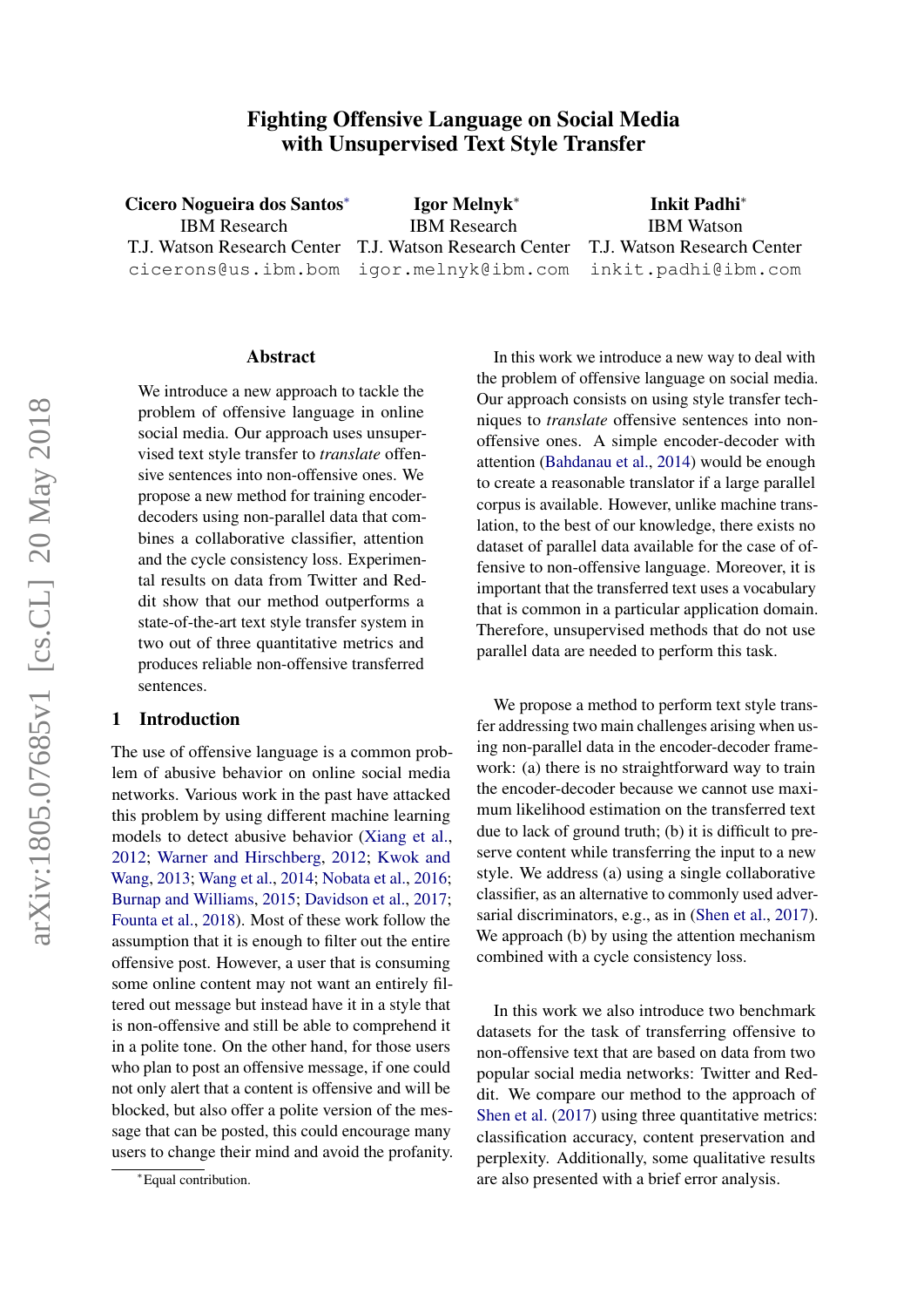# Fighting Offensive Language on Social Media with Unsupervised Text Style Transfer

**Cicero Nogueira dos Santos**[*]
IBM Research
T.J. Watson Research Center
cicerons@us.ibm.bom

**Igor Melnyk**[*]
IBM Research
T.J. Watson Research Center
igor.melnyk@ibm.com

**Inkit Padhi**[*]
IBM Watson
T.J. Watson Research Center
inkit.padhi@ibm.com

## Abstract

We introduce a new approach to tackle the problem of offensive language in online social media. Our approach uses unsupervised text style transfer to *translate* offensive sentences into non-offensive ones. We propose a new method for training encoder-decoders using non-parallel data that combines a collaborative classifier, attention and the cycle consistency loss. Experimental results on data from Twitter and Reddit show that our method outperforms a state-of-the-art text style transfer system in two out of three quantitative metrics and produces reliable non-offensive transferred sentences.

## 1 Introduction

The use of offensive language is a common problem of abusive behavior on online social media networks. Various work in the past have attacked this problem by using different machine learning models to detect abusive behavior (Xiang et al., 2012; Warner and Hirschberg, 2012; Kwok and Wang, 2013; Wang et al., 2014; Nobata et al., 2016; Burnap and Williams, 2015; Davidson et al., 2017; Founta et al., 2018). Most of these work follow the assumption that it is enough to filter out the entire offensive post. However, a user that is consuming some online content may not want an entirely filtered out message but instead have it in a style that is non-offensive and still be able to comprehend it in a polite tone. On the other hand, for those users who plan to post an offensive message, if one could not only alert that a content is offensive and will be blocked, but also offer a polite version of the message that can be posted, this could encourage many users to change their mind and avoid the profanity.

In this work we introduce a new way to deal with the problem of offensive language on social media. Our approach consists on using style transfer techniques to *translate* offensive sentences into non-offensive ones. A simple encoder-decoder with attention (Bahdanau et al., 2014) would be enough to create a reasonable translator if a large parallel corpus is available. However, unlike machine translation, to the best of our knowledge, there exists no dataset of parallel data available for the case of offensive to non-offensive language. Moreover, it is important that the transferred text uses a vocabulary that is common in a particular application domain. Therefore, unsupervised methods that do not use parallel data are needed to perform this task.

We propose a method to perform text style transfer addressing two main challenges arising when using non-parallel data in the encoder-decoder framework: (a) there is no straightforward way to train the encoder-decoder because we cannot use maximum likelihood estimation on the transferred text due to lack of ground truth; (b) it is difficult to preserve content while transferring the input to a new style. We address (a) using a single collaborative classifier, as an alternative to commonly used adversarial discriminators, e.g., as in (Shen et al., 2017). We approach (b) by using the attention mechanism combined with a cycle consistency loss.

In this work we also introduce two benchmark datasets for the task of transferring offensive to non-offensive text that are based on data from two popular social media networks: Twitter and Reddit. We compare our method to the approach of Shen et al. (2017) using three quantitative metrics: classification accuracy, content preservation and perplexity. Additionally, some qualitative results are also presented with a brief error analysis.

[*]Equal contribution.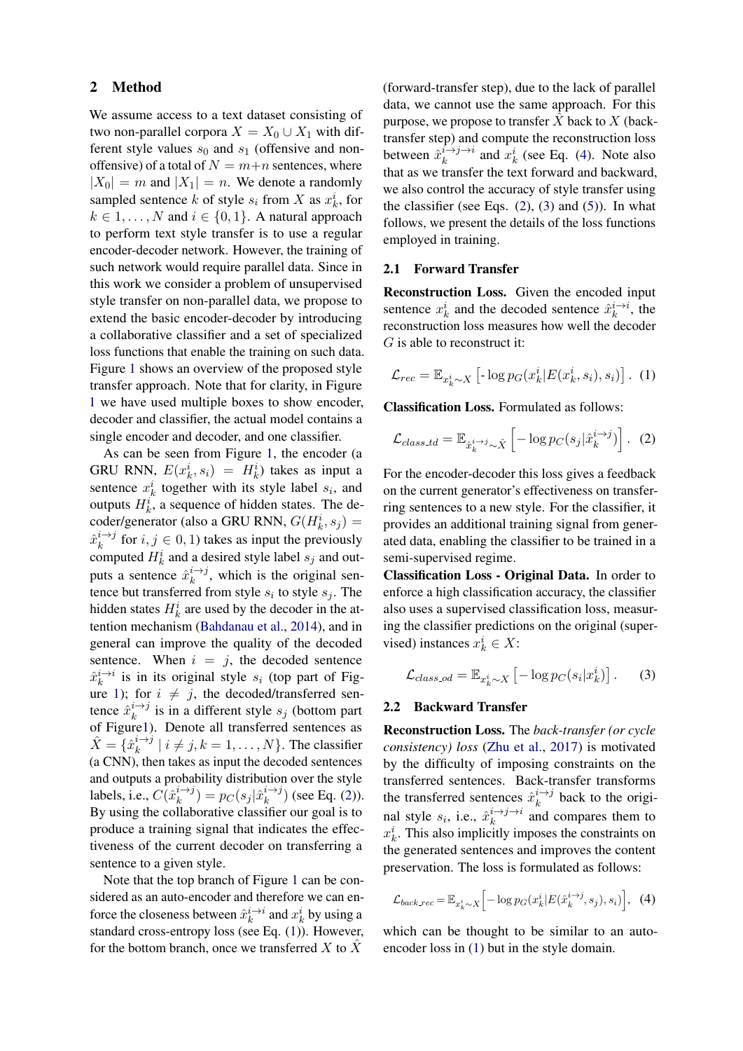## 2 Method

We assume access to a text dataset consisting of two non-parallel corpora $X = X_0 \cup X_1$ with different style values $s_0$ and $s_1$ (offensive and non-offensive) of a total of $N = m+n$ sentences, where $|X_0| = m$ and $|X_1| = n$. We denote a randomly sampled sentence $k$ of style $s_i$ from $X$ as $x_k^i$, for $k \in 1, \ldots, N$ and $i \in \{0, 1\}$. A natural approach to perform text style transfer is to use a regular encoder-decoder network. However, the training of such network would require parallel data. Since in this work we consider a problem of unsupervised style transfer on non-parallel data, we propose to extend the basic encoder-decoder by introducing a collaborative classifier and a set of specialized loss functions that enable the training on such data. Figure 1 shows an overview of the proposed style transfer approach. Note that for clarity, in Figure 1 we have used multiple boxes to show encoder, decoder and classifier, the actual model contains a single encoder and decoder, and one classifier.

As can be seen from Figure 1, the encoder (a GRU RNN, $E(x_k^i, s_i) = H_k^i$) takes as input a sentence $x_k^i$ together with its style label $s_i$, and outputs $H_k^i$, a sequence of hidden states. The decoder/generator (also a GRU RNN, $G(H_k^i, s_j) = \hat{x}_k^{i \to j}$ for $i, j \in 0, 1$) takes as input the previously computed $H_k^i$ and a desired style label $s_j$ and outputs a sentence $\hat{x}_k^{i \to j}$, which is the original sentence but transferred from style $s_i$ to style $s_j$. The hidden states $H_k^i$ are used by the decoder in the attention mechanism (Bahdanau et al., 2014), and in general can improve the quality of the decoded sentence. When $i = j$, the decoded sentence $\hat{x}_k^{i \to i}$ is in its original style $s_i$ (top part of Figure 1); for $i \neq j$, the decoded/transferred sentence $\hat{x}_k^{i \to j}$ is in a different style $s_j$ (bottom part of Figure1). Denote all transferred sentences as $\hat{X} = \{\hat{x}_k^{i \to j} \mid i \neq j, k = 1, \ldots, N\}$. The classifier (a CNN), then takes as input the decoded sentences and outputs a probability distribution over the style labels, i.e., $C(\hat{x}_k^{i \to j}) = p_C(s_j | \hat{x}_k^{i \to j})$ (see Eq. (2)). By using the collaborative classifier our goal is to produce a training signal that indicates the effectiveness of the current decoder on transferring a sentence to a given style.

Note that the top branch of Figure 1 can be considered as an auto-encoder and therefore we can enforce the closeness between $\hat{x}_k^{i \to i}$ and $x_k^i$ by using a standard cross-entropy loss (see Eq. (1)). However, for the bottom branch, once we transferred $X$ to $\hat{X}$ (forward-transfer step), due to the lack of parallel data, we cannot use the same approach. For this purpose, we propose to transfer $\hat{X}$ back to $X$ (back-transfer step) and compute the reconstruction loss between $\hat{x}_k^{i \to j \to i}$ and $x_k^i$ (see Eq. (4). Note also that as we transfer the text forward and backward, we also control the accuracy of style transfer using the classifier (see Eqs. (2), (3) and (5)). In what follows, we present the details of the loss functions employed in training.

### 2.1 Forward Transfer

**Reconstruction Loss.** Given the encoded input sentence $x_k^i$ and the decoded sentence $\hat{x}_k^{i \to i}$, the reconstruction loss measures how well the decoder $G$ is able to reconstruct it:

$$\mathcal{L}_{rec} = \mathbb{E}_{x_k^i \sim X}\left[-\log p_G(x_k^i | E(x_k^i, s_i), s_i)\right]. \quad (1)$$

**Classification Loss.** Formulated as follows:

$$\mathcal{L}_{class\_td} = \mathbb{E}_{\hat{x}_k^{i \to j} \sim \hat{X}}\left[-\log p_C(s_j | \hat{x}_k^{i \to j})\right]. \quad (2)$$

For the encoder-decoder this loss gives a feedback on the current generator's effectiveness on transferring sentences to a new style. For the classifier, it provides an additional training signal from generated data, enabling the classifier to be trained in a semi-supervised regime.

**Classification Loss - Original Data.** In order to enforce a high classification accuracy, the classifier also uses a supervised classification loss, measuring the classifier predictions on the original (supervised) instances $x_k^i \in X$:

$$\mathcal{L}_{class\_od} = \mathbb{E}_{x_k^i \sim X}\left[-\log p_C(s_i | x_k^i)\right]. \quad (3)$$

### 2.2 Backward Transfer

**Reconstruction Loss.** The *back-transfer (or cycle consistency) loss* (Zhu et al., 2017) is motivated by the difficulty of imposing constraints on the transferred sentences. Back-transfer transforms the transferred sentences $\hat{x}_k^{i \to j}$ back to the original style $s_i$, i.e., $\hat{x}_k^{i \to j \to i}$ and compares them to $x_k^i$. This also implicitly imposes the constraints on the generated sentences and improves the content preservation. The loss is formulated as follows:

$$\mathcal{L}_{back\_rec} = \mathbb{E}_{x_k^i \sim X}\left[-\log p_G(x_k^i | E(\hat{x}_k^{i \to j}, s_j), s_i)\right], \quad (4)$$

which can be thought to be similar to an auto-encoder loss in (1) but in the style domain.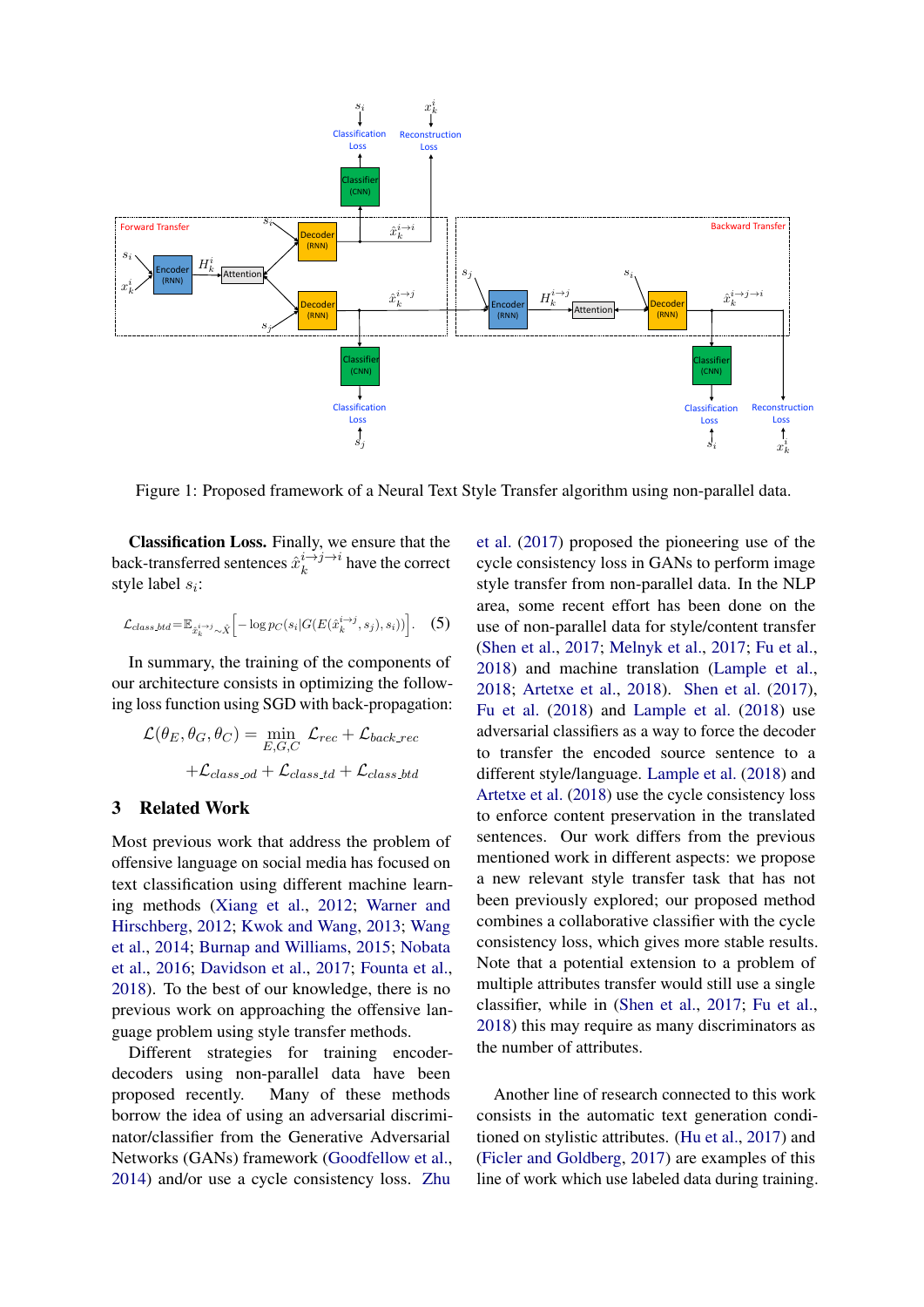Forward Transfer

Backward Transfer

$s_i$

$x_k^i$

Encoder (RNN)

$H_k^i$

Attention

Decoder (RNN)

Decoder (RNN)

$\hat{x}_k^{i\to i}$

$\hat{x}_k^{i\to j}$

$s_i$

$s_j$

Classifier (CNN)

Classification Loss

Reconstruction Loss

$s_i$

$x_k^i$

Classifier (CNN)

Classification Loss

$s_j$

$s_j$

Encoder (RNN)

$H_k^{i\to j}$

Attention

$s_i$

Decoder (RNN)

$\hat{x}_k^{i\to j\to i}$

Classifier (CNN)

Classification Loss

Reconstruction Loss

$s_i$

$x_k^i$

Figure 1: Proposed framework of a Neural Text Style Transfer algorithm using non-parallel data.

**Classification Loss.** Finally, we ensure that the back-transferred sentences $\hat{x}_k^{i\to j\to i}$ have the correct style label $s_i$:

$$\mathcal{L}_{class\_btd} = \mathbb{E}_{\hat{x}_k^{i\to j}\sim\hat{X}}\Big[-\log p_C(s_i|G(E(\hat{x}_k^{i\to j}, s_j), s_i))\Big]. \quad (5)$$

In summary, the training of the components of our architecture consists in optimizing the following loss function using SGD with back-propagation:

$$\mathcal{L}(\theta_E, \theta_G, \theta_C) = \min_{E,G,C} \mathcal{L}_{rec} + \mathcal{L}_{back\_rec}$$
$$+\mathcal{L}_{class\_od} + \mathcal{L}_{class\_td} + \mathcal{L}_{class\_btd}$$

## 3 Related Work

Most previous work that address the problem of offensive language on social media has focused on text classification using different machine learning methods (Xiang et al., 2012; Warner and Hirschberg, 2012; Kwok and Wang, 2013; Wang et al., 2014; Burnap and Williams, 2015; Nobata et al., 2016; Davidson et al., 2017; Founta et al., 2018). To the best of our knowledge, there is no previous work on approaching the offensive language problem using style transfer methods.

Different strategies for training encoder-decoders using non-parallel data have been proposed recently. Many of these methods borrow the idea of using an adversarial discriminator/classifier from the Generative Adversarial Networks (GANs) framework (Goodfellow et al., 2014) and/or use a cycle consistency loss. Zhu et al. (2017) proposed the pioneering use of the cycle consistency loss in GANs to perform image style transfer from non-parallel data. In the NLP area, some recent effort has been done on the use of non-parallel data for style/content transfer (Shen et al., 2017; Melnyk et al., 2017; Fu et al., 2018) and machine translation (Lample et al., 2018; Artetxe et al., 2018). Shen et al. (2017), Fu et al. (2018) and Lample et al. (2018) use adversarial classifiers as a way to force the decoder to transfer the encoded source sentence to a different style/language. Lample et al. (2018) and Artetxe et al. (2018) use the cycle consistency loss to enforce content preservation in the translated sentences. Our work differs from the previous mentioned work in different aspects: we propose a new relevant style transfer task that has not been previously explored; our proposed method combines a collaborative classifier with the cycle consistency loss, which gives more stable results. Note that a potential extension to a problem of multiple attributes transfer would still use a single classifier, while in (Shen et al., 2017; Fu et al., 2018) this may require as many discriminators as the number of attributes.

Another line of research connected to this work consists in the automatic text generation conditioned on stylistic attributes. (Hu et al., 2017) and (Ficler and Goldberg, 2017) are examples of this line of work which use labeled data during training.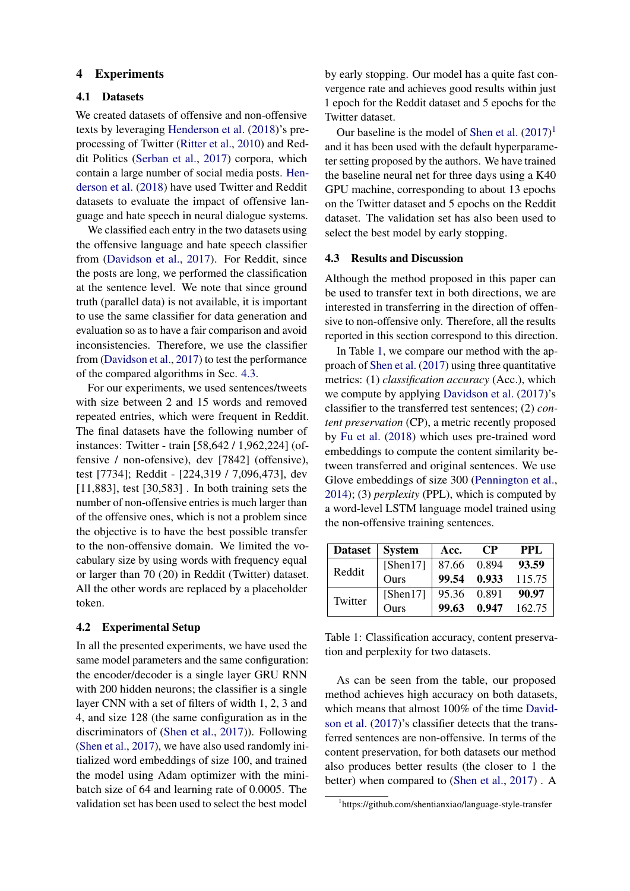## 4 Experiments

### 4.1 Datasets

We created datasets of offensive and non-offensive texts by leveraging Henderson et al. (2018)'s preprocessing of Twitter (Ritter et al., 2010) and Reddit Politics (Serban et al., 2017) corpora, which contain a large number of social media posts. Henderson et al. (2018) have used Twitter and Reddit datasets to evaluate the impact of offensive language and hate speech in neural dialogue systems.

We classified each entry in the two datasets using the offensive language and hate speech classifier from (Davidson et al., 2017). For Reddit, since the posts are long, we performed the classification at the sentence level. We note that since ground truth (parallel data) is not available, it is important to use the same classifier for data generation and evaluation so as to have a fair comparison and avoid inconsistencies. Therefore, we use the classifier from (Davidson et al., 2017) to test the performance of the compared algorithms in Sec. 4.3.

For our experiments, we used sentences/tweets with size between 2 and 15 words and removed repeated entries, which were frequent in Reddit. The final datasets have the following number of instances: Twitter - train [58,642 / 1,962,224] (offensive / non-ofensive), dev [7842] (offensive), test [7734]; Reddit - [224,319 / 7,096,473], dev [11,883], test [30,583] . In both training sets the number of non-offensive entries is much larger than of the offensive ones, which is not a problem since the objective is to have the best possible transfer to the non-offensive domain. We limited the vocabulary size by using words with frequency equal or larger than 70 (20) in Reddit (Twitter) dataset. All the other words are replaced by a placeholder token.

### 4.2 Experimental Setup

In all the presented experiments, we have used the same model parameters and the same configuration: the encoder/decoder is a single layer GRU RNN with 200 hidden neurons; the classifier is a single layer CNN with a set of filters of width 1, 2, 3 and 4, and size 128 (the same configuration as in the discriminators of (Shen et al., 2017)). Following (Shen et al., 2017), we have also used randomly initialized word embeddings of size 100, and trained the model using Adam optimizer with the minibatch size of 64 and learning rate of 0.0005. The validation set has been used to select the best model by early stopping. Our model has a quite fast convergence rate and achieves good results within just 1 epoch for the Reddit dataset and 5 epochs for the Twitter dataset.

Our baseline is the model of Shen et al. (2017)[1] and it has been used with the default hyperparameter setting proposed by the authors. We have trained the baseline neural net for three days using a K40 GPU machine, corresponding to about 13 epochs on the Twitter dataset and 5 epochs on the Reddit dataset. The validation set has also been used to select the best model by early stopping.

### 4.3 Results and Discussion

Although the method proposed in this paper can be used to transfer text in both directions, we are interested in transferring in the direction of offensive to non-offensive only. Therefore, all the results reported in this section correspond to this direction.

In Table 1, we compare our method with the approach of Shen et al. (2017) using three quantitative metrics: (1) *classification accuracy* (Acc.), which we compute by applying Davidson et al. (2017)'s classifier to the transferred test sentences; (2) *content preservation* (CP), a metric recently proposed by Fu et al. (2018) which uses pre-trained word embeddings to compute the content similarity between transferred and original sentences. We use Glove embeddings of size 300 (Pennington et al., 2014); (3) *perplexity* (PPL), which is computed by a word-level LSTM language model trained using the non-offensive training sentences.

| Dataset | System | Acc. | CP | PPL |
|---|---|---|---|---|
| Reddit | [Shen17] | 87.66 | 0.894 | **93.59** |
| | Ours | **99.54** | **0.933** | 115.75 |
| Twitter | [Shen17] | 95.36 | 0.891 | **90.97** |
| | Ours | **99.63** | **0.947** | 162.75 |

Table 1: Classification accuracy, content preservation and perplexity for two datasets.

As can be seen from the table, our proposed method achieves high accuracy on both datasets, which means that almost 100% of the time Davidson et al. (2017)'s classifier detects that the transferred sentences are non-offensive. In terms of the content preservation, for both datasets our method also produces better results (the closer to 1 the better) when compared to (Shen et al., 2017) . A

[1] https://github.com/shentianxiao/language-style-transfer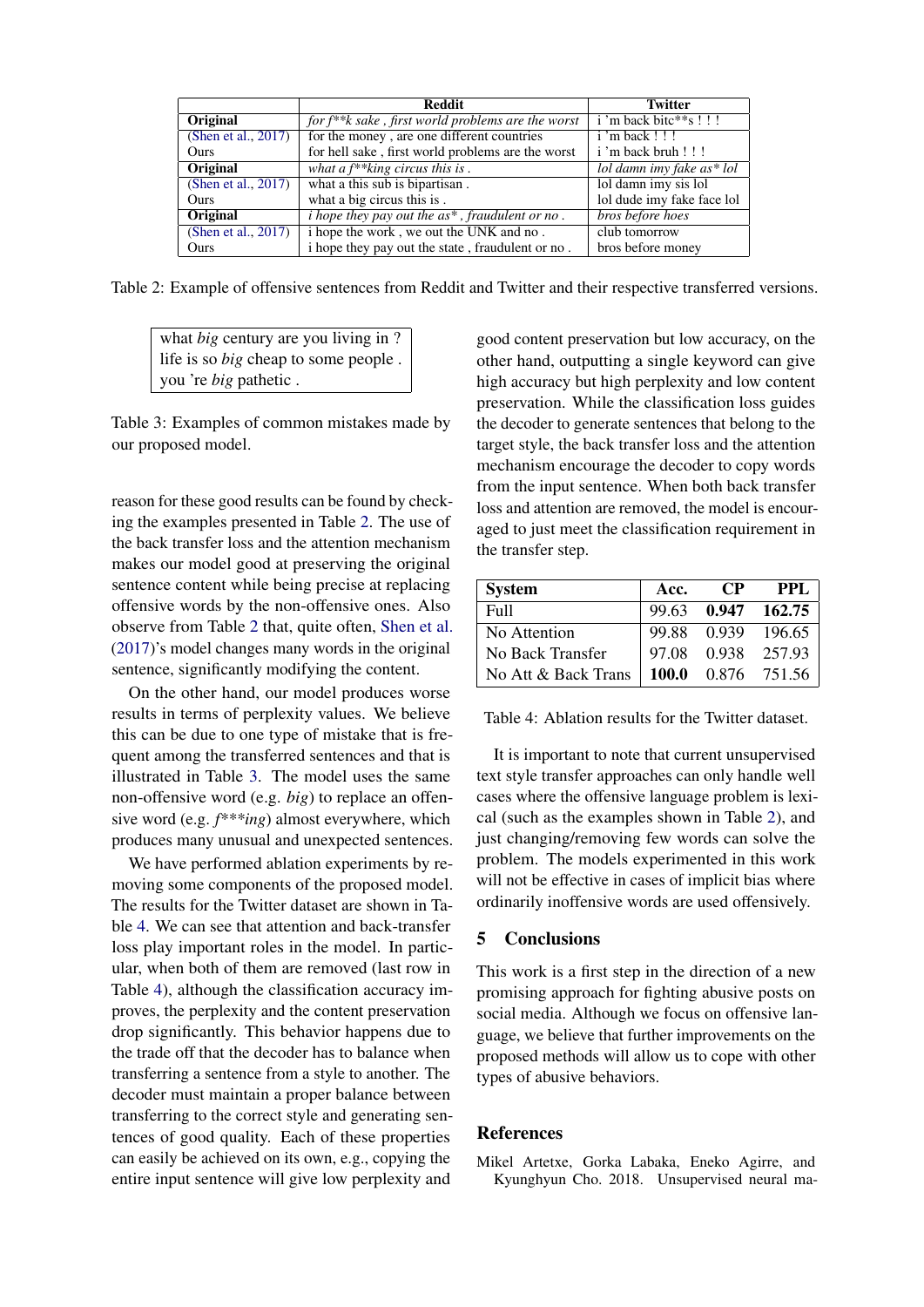| | Reddit | Twitter |
|---|---|---|
| **Original** | *for f**k sake , first world problems are the worst* | i 'm back bitc**s ! ! ! |
| (Shen et al., 2017) | for the money , are one different countries | i 'm back ! ! ! |
| Ours | for hell sake , first world problems are the worst | i 'm back bruh ! ! ! |
| **Original** | *what a f**king circus this is .* | *lol damn imy fake as* lol* |
| (Shen et al., 2017) | what a this sub is bipartisan . | lol damn imy sis lol |
| Ours | what a big circus this is . | lol dude imy fake face lol |
| **Original** | *i hope they pay out the as* , fraudulent or no .* | *bros before hoes* |
| (Shen et al., 2017) | i hope the work , we out the UNK and no . | club tomorrow |
| Ours | i hope they pay out the state , fraudulent or no . | bros before money |

Table 2: Example of offensive sentences from Reddit and Twitter and their respective transferred versions.

| |
|---|
| what *big* century are you living in ? |
| life is so *big* cheap to some people . |
| you 're *big* pathetic . |

Table 3: Examples of common mistakes made by our proposed model.

reason for these good results can be found by checking the examples presented in Table 2. The use of the back transfer loss and the attention mechanism makes our model good at preserving the original sentence content while being precise at replacing offensive words by the non-offensive ones. Also observe from Table 2 that, quite often, Shen et al. (2017)'s model changes many words in the original sentence, significantly modifying the content.

On the other hand, our model produces worse results in terms of perplexity values. We believe this can be due to one type of mistake that is frequent among the transferred sentences and that is illustrated in Table 3. The model uses the same non-offensive word (e.g. *big*) to replace an offensive word (e.g. *f***ing*) almost everywhere, which produces many unusual and unexpected sentences.

We have performed ablation experiments by removing some components of the proposed model. The results for the Twitter dataset are shown in Table 4. We can see that attention and back-transfer loss play important roles in the model. In particular, when both of them are removed (last row in Table 4), although the classification accuracy improves, the perplexity and the content preservation drop significantly. This behavior happens due to the trade off that the decoder has to balance when transferring a sentence from a style to another. The decoder must maintain a proper balance between transferring to the correct style and generating sentences of good quality. Each of these properties can easily be achieved on its own, e.g., copying the entire input sentence will give low perplexity and good content preservation but low accuracy, on the other hand, outputting a single keyword can give high accuracy but high perplexity and low content preservation. While the classification loss guides the decoder to generate sentences that belong to the target style, the back transfer loss and the attention mechanism encourage the decoder to copy words from the input sentence. When both back transfer loss and attention are removed, the model is encouraged to just meet the classification requirement in the transfer step.

| System | Acc. | CP | PPL |
|---|---|---|---|
| Full | 99.63 | **0.947** | **162.75** |
| No Attention | 99.88 | 0.939 | 196.65 |
| No Back Transfer | 97.08 | 0.938 | 257.93 |
| No Att & Back Trans | **100.0** | 0.876 | 751.56 |

Table 4: Ablation results for the Twitter dataset.

It is important to note that current unsupervised text style transfer approaches can only handle well cases where the offensive language problem is lexical (such as the examples shown in Table 2), and just changing/removing few words can solve the problem. The models experimented in this work will not be effective in cases of implicit bias where ordinarily inoffensive words are used offensively.

## 5 Conclusions

This work is a first step in the direction of a new promising approach for fighting abusive posts on social media. Although we focus on offensive language, we believe that further improvements on the proposed methods will allow us to cope with other types of abusive behaviors.

## References

Mikel Artetxe, Gorka Labaka, Eneko Agirre, and Kyunghyun Cho. 2018. Unsupervised neural ma-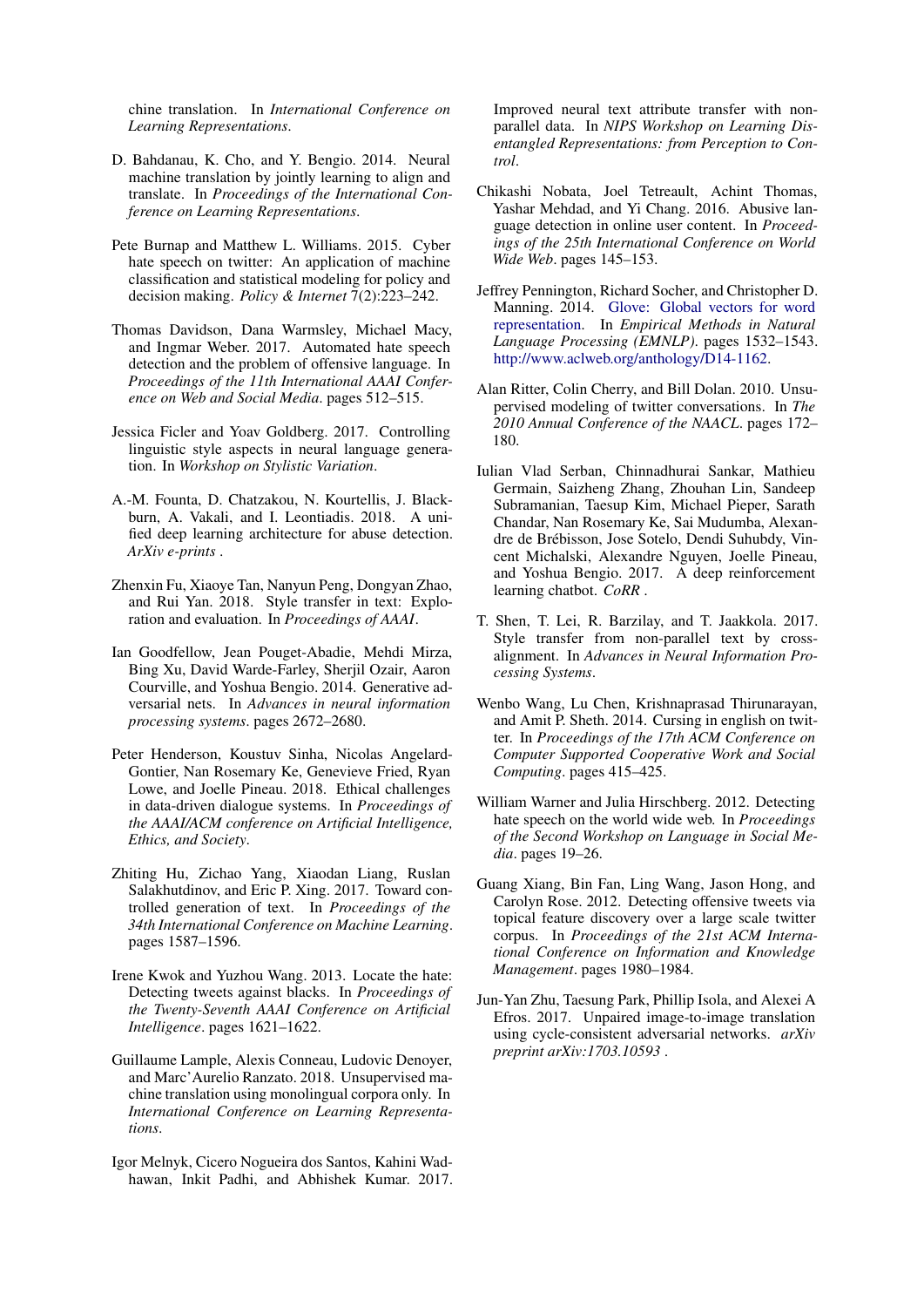chine translation. In *International Conference on Learning Representations*.

D. Bahdanau, K. Cho, and Y. Bengio. 2014. Neural machine translation by jointly learning to align and translate. In *Proceedings of the International Conference on Learning Representations*.

Pete Burnap and Matthew L. Williams. 2015. Cyber hate speech on twitter: An application of machine classification and statistical modeling for policy and decision making. *Policy & Internet* 7(2):223–242.

Thomas Davidson, Dana Warmsley, Michael Macy, and Ingmar Weber. 2017. Automated hate speech detection and the problem of offensive language. In *Proceedings of the 11th International AAAI Conference on Web and Social Media*. pages 512–515.

Jessica Ficler and Yoav Goldberg. 2017. Controlling linguistic style aspects in neural language generation. In *Workshop on Stylistic Variation*.

A.-M. Founta, D. Chatzakou, N. Kourtellis, J. Blackburn, A. Vakali, and I. Leontiadis. 2018. A unified deep learning architecture for abuse detection. *ArXiv e-prints* .

Zhenxin Fu, Xiaoye Tan, Nanyun Peng, Dongyan Zhao, and Rui Yan. 2018. Style transfer in text: Exploration and evaluation. In *Proceedings of AAAI*.

Ian Goodfellow, Jean Pouget-Abadie, Mehdi Mirza, Bing Xu, David Warde-Farley, Sherjil Ozair, Aaron Courville, and Yoshua Bengio. 2014. Generative adversarial nets. In *Advances in neural information processing systems*. pages 2672–2680.

Peter Henderson, Koustuv Sinha, Nicolas Angelard-Gontier, Nan Rosemary Ke, Genevieve Fried, Ryan Lowe, and Joelle Pineau. 2018. Ethical challenges in data-driven dialogue systems. In *Proceedings of the AAAI/ACM conference on Artificial Intelligence, Ethics, and Society*.

Zhiting Hu, Zichao Yang, Xiaodan Liang, Ruslan Salakhutdinov, and Eric P. Xing. 2017. Toward controlled generation of text. In *Proceedings of the 34th International Conference on Machine Learning*. pages 1587–1596.

Irene Kwok and Yuzhou Wang. 2013. Locate the hate: Detecting tweets against blacks. In *Proceedings of the Twenty-Seventh AAAI Conference on Artificial Intelligence*. pages 1621–1622.

Guillaume Lample, Alexis Conneau, Ludovic Denoyer, and Marc'Aurelio Ranzato. 2018. Unsupervised machine translation using monolingual corpora only. In *International Conference on Learning Representations*.

Igor Melnyk, Cicero Nogueira dos Santos, Kahini Wadhawan, Inkit Padhi, and Abhishek Kumar. 2017. Improved neural text attribute transfer with non-parallel data. In *NIPS Workshop on Learning Disentangled Representations: from Perception to Control*.

Chikashi Nobata, Joel Tetreault, Achint Thomas, Yashar Mehdad, and Yi Chang. 2016. Abusive language detection in online user content. In *Proceedings of the 25th International Conference on World Wide Web*. pages 145–153.

Jeffrey Pennington, Richard Socher, and Christopher D. Manning. 2014. Glove: Global vectors for word representation. In *Empirical Methods in Natural Language Processing (EMNLP)*. pages 1532–1543. http://www.aclweb.org/anthology/D14-1162.

Alan Ritter, Colin Cherry, and Bill Dolan. 2010. Unsupervised modeling of twitter conversations. In *The 2010 Annual Conference of the NAACL*. pages 172–180.

Iulian Vlad Serban, Chinnadhurai Sankar, Mathieu Germain, Saizheng Zhang, Zhouhan Lin, Sandeep Subramanian, Taesup Kim, Michael Pieper, Sarath Chandar, Nan Rosemary Ke, Sai Mudumba, Alexandre de Brébisson, Jose Sotelo, Dendi Suhubdy, Vincent Michalski, Alexandre Nguyen, Joelle Pineau, and Yoshua Bengio. 2017. A deep reinforcement learning chatbot. *CoRR* .

T. Shen, T. Lei, R. Barzilay, and T. Jaakkola. 2017. Style transfer from non-parallel text by cross-alignment. In *Advances in Neural Information Processing Systems*.

Wenbo Wang, Lu Chen, Krishnaprasad Thirunarayan, and Amit P. Sheth. 2014. Cursing in english on twitter. In *Proceedings of the 17th ACM Conference on Computer Supported Cooperative Work and Social Computing*. pages 415–425.

William Warner and Julia Hirschberg. 2012. Detecting hate speech on the world wide web. In *Proceedings of the Second Workshop on Language in Social Media*. pages 19–26.

Guang Xiang, Bin Fan, Ling Wang, Jason Hong, and Carolyn Rose. 2012. Detecting offensive tweets via topical feature discovery over a large scale twitter corpus. In *Proceedings of the 21st ACM International Conference on Information and Knowledge Management*. pages 1980–1984.

Jun-Yan Zhu, Taesung Park, Phillip Isola, and Alexei A Efros. 2017. Unpaired image-to-image translation using cycle-consistent adversarial networks. *arXiv preprint arXiv:1703.10593* .